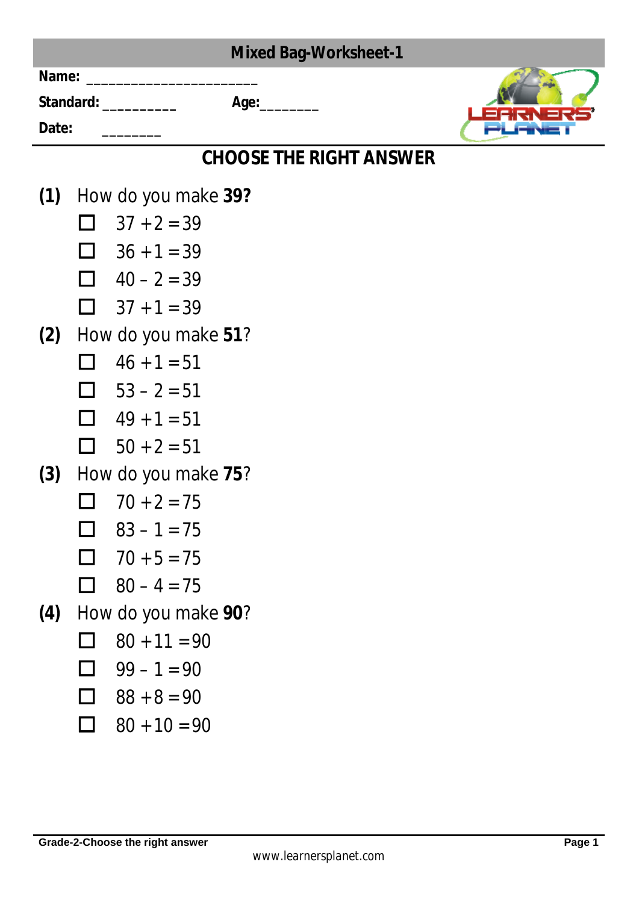## Mixed Bag-Worksheet-1

**Name:** ______________________

**Standard:** __________ **Age:**________

**Date:** ________

LEARNERS' PLANET

### CHOOSE THE RIGHT ANSWER

**(1)** How do you make **39?**

- ☐ 37 + 2 = 39
- ☐ 36 + 1 = 39
- ☐ 40 – 2 = 39
- ☐ 37 + 1 = 39

**(2)** How do you make **51**?

- ☐ 46 + 1 = 51
- ☐ 53 – 2 = 51
- ☐ 49 + 1 = 51
- ☐ 50 + 2 = 51

**(3)** How do you make **75**?

- ☐ 70 + 2 = 75
- ☐ 83 – 1 = 75
- ☐ 70 + 5 = 75
- ☐ 80 – 4 = 75

**(4)** How do you make **90**?

- ☐ 80 + 11 = 90
- ☐ 99 – 1 = 90
- ☐ 88 + 8 = 90
- ☐ 80 + 10 = 90

**Grade-2-Choose the right answer**

www.learnersplanet.com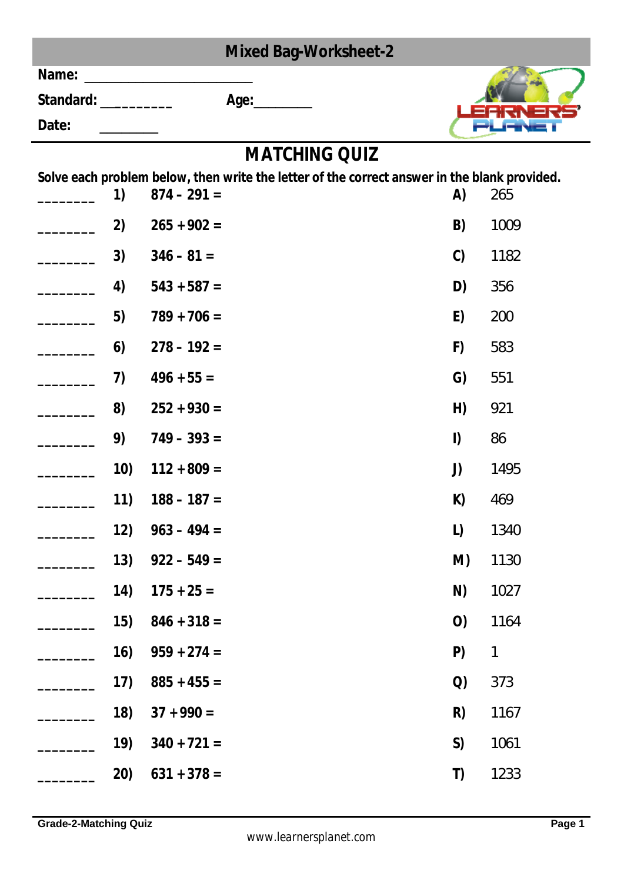## Mixed Bag-Worksheet-2

Name: ______________________

Standard: _________ Age:________

Date: ________

# MATCHING QUIZ

**Solve each problem below, then write the letter of the correct answer in the blank provided.**

| | | | | |
|---|---|---|---|---|
| _______ | **1)** | **874 – 291 =** | **A)** | 265 |
| _______ | **2)** | **265 + 902 =** | **B)** | 1009 |
| _______ | **3)** | **346 – 81 =** | **C)** | 1182 |
| _______ | **4)** | **543 + 587 =** | **D)** | 356 |
| _______ | **5)** | **789 + 706 =** | **E)** | 200 |
| _______ | **6)** | **278 – 192 =** | **F)** | 583 |
| _______ | **7)** | **496 + 55 =** | **G)** | 551 |
| _______ | **8)** | **252 + 930 =** | **H)** | 921 |
| _______ | **9)** | **749 – 393 =** | **I)** | 86 |
| _______ | **10)** | **112 + 809 =** | **J)** | 1495 |
| _______ | **11)** | **188 – 187 =** | **K)** | 469 |
| _______ | **12)** | **963 – 494 =** | **L)** | 1340 |
| _______ | **13)** | **922 – 549 =** | **M)** | 1130 |
| _______ | **14)** | **175 + 25 =** | **N)** | 1027 |
| _______ | **15)** | **846 + 318 =** | **O)** | 1164 |
| _______ | **16)** | **959 + 274 =** | **P)** | 1 |
| _______ | **17)** | **885 + 455 =** | **Q)** | 373 |
| _______ | **18)** | **37 + 990 =** | **R)** | 1167 |
| _______ | **19)** | **340 + 721 =** | **S)** | 1061 |
| _______ | **20)** | **631 + 378 =** | **T)** | 1233 |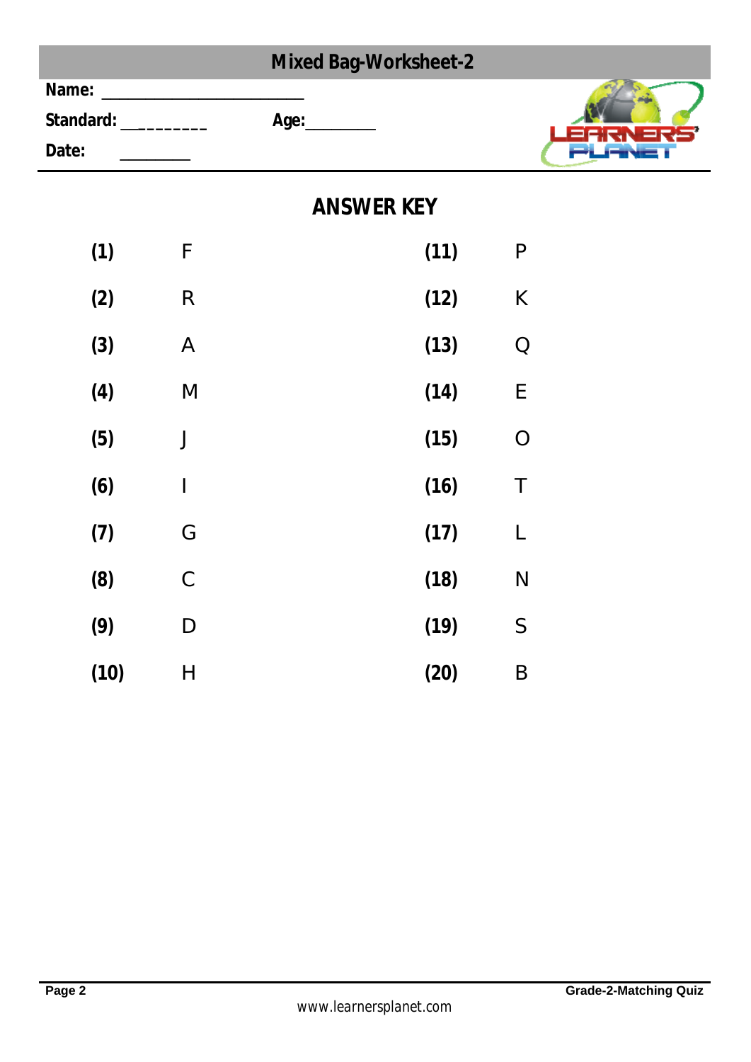# Mixed Bag-Worksheet-2

**Name:** ______________________

**Standard:** _________ **Age:**________

**Date:** ________

## ANSWER KEY

| | | | |
|---|---|---|---|
| **(1)** | F | **(11)** | P |
| **(2)** | R | **(12)** | K |
| **(3)** | A | **(13)** | Q |
| **(4)** | M | **(14)** | E |
| **(5)** | J | **(15)** | O |
| **(6)** | I | **(16)** | T |
| **(7)** | G | **(17)** | L |
| **(8)** | C | **(18)** | N |
| **(9)** | D | **(19)** | S |
| **(10)** | H | **(20)** | B |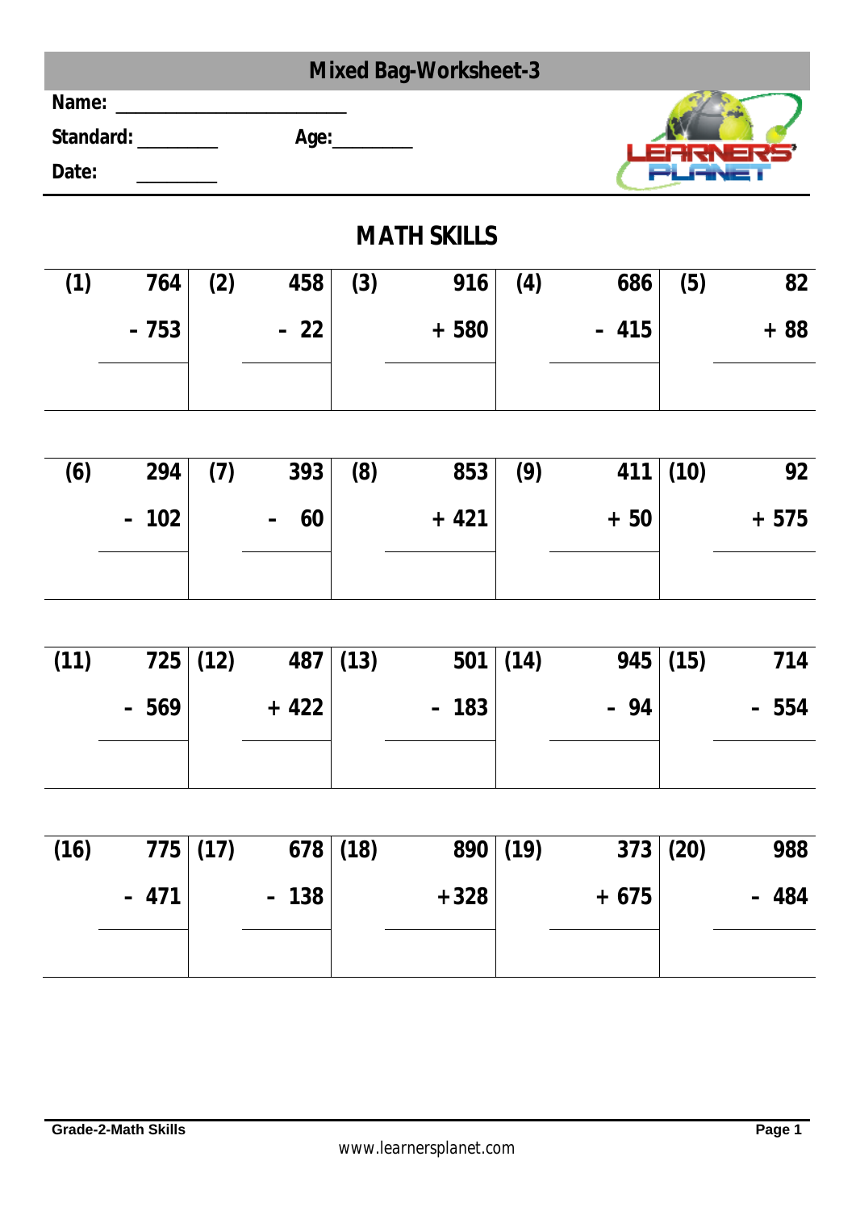# Mixed Bag-Worksheet-3

**Name:** ____________________

**Standard:** ________ **Age:**________

**Date:** ________

## MATH SKILLS

| | | | | | | | | | |
|---|---|---|---|---|---|---|---|---|---|
| (1) | 764<br>- 753 | (2) | 458<br>- 22 | (3) | 916<br>+ 580 | (4) | 686<br>- 415 | (5) | 82<br>+ 88 |
| (6) | 294<br>- 102 | (7) | 393<br>- 60 | (8) | 853<br>+ 421 | (9) | 411<br>+ 50 | (10) | 92<br>+ 575 |
| (11) | 725<br>- 569 | (12) | 487<br>+ 422 | (13) | 501<br>- 183 | (14) | 945<br>- 94 | (15) | 714<br>- 554 |
| (16) | 775<br>- 471 | (17) | 678<br>- 138 | (18) | 890<br>+328 | (19) | 373<br>+ 675 | (20) | 988<br>- 484 |

Grade-2-Math Skills

www.learnersplanet.com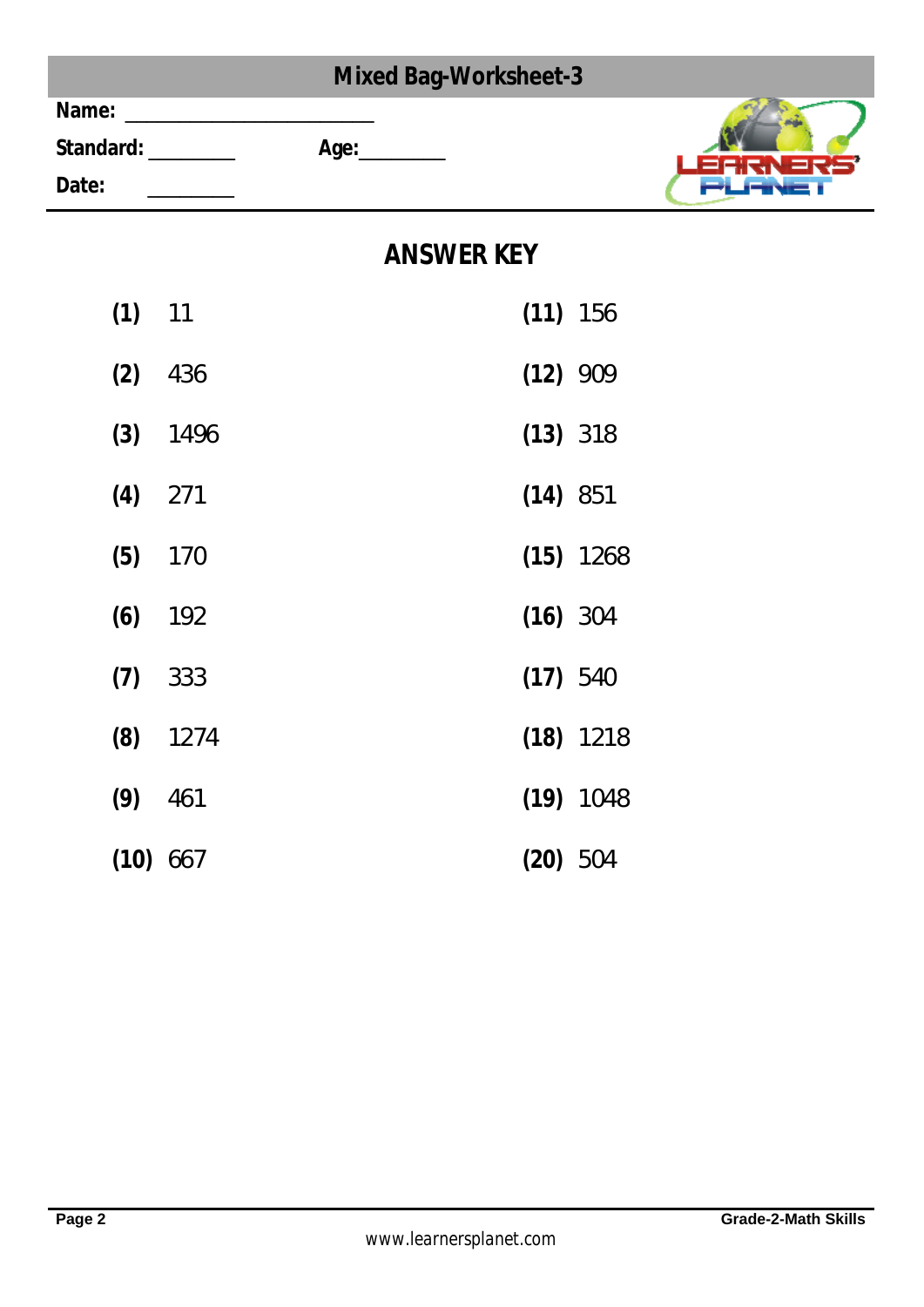# Mixed Bag-Worksheet-3

Name: ______________________

Standard: ________ Age:________

Date: ________

## ANSWER KEY

**(1)** 11

**(2)** 436

**(3)** 1496

**(4)** 271

**(5)** 170

**(6)** 192

**(7)** 333

**(8)** 1274

**(9)** 461

**(10)** 667

**(11)** 156

**(12)** 909

**(13)** 318

**(14)** 851

**(15)** 1268

**(16)** 304

**(17)** 540

**(18)** 1218

**(19)** 1048

**(20)** 504